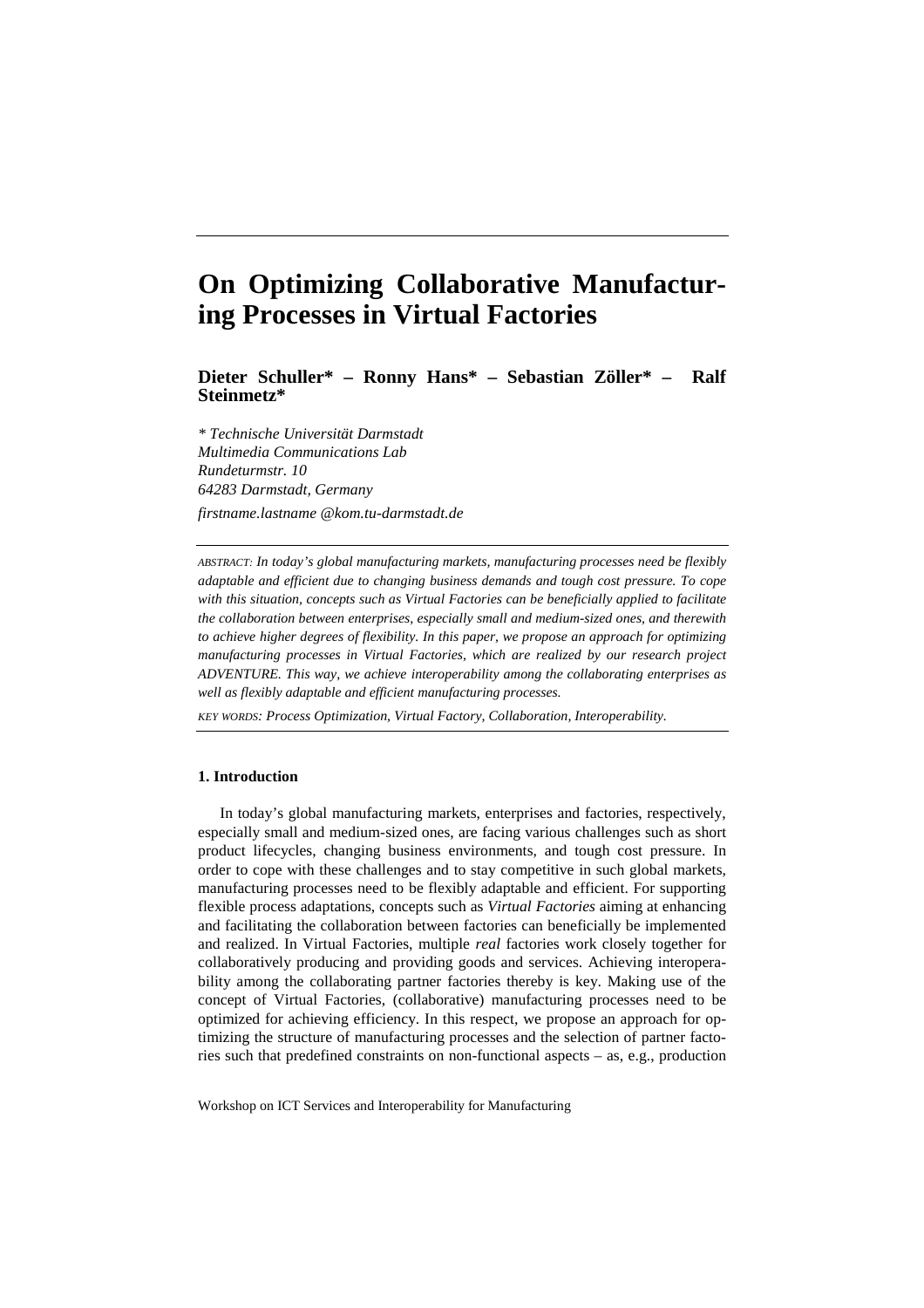# On Optimizing Collaborative Manufacturing Processes in Virtual Factories

**Dieter Schuller* – Ronny Hans* – Sebastian Zöller* – Ralf Steinmetz***

*\* Technische Universität Darmstadt*
*Multimedia Communications Lab*
*Rundeturmstr. 10*
*64283 Darmstadt, Germany*

*firstname.lastname @kom.tu-darmstadt.de*

ABSTRACT: *In today's global manufacturing markets, manufacturing processes need be flexibly adaptable and efficient due to changing business demands and tough cost pressure. To cope with this situation, concepts such as Virtual Factories can be beneficially applied to facilitate the collaboration between enterprises, especially small and medium-sized ones, and therewith to achieve higher degrees of flexibility. In this paper, we propose an approach for optimizing manufacturing processes in Virtual Factories, which are realized by our research project ADVENTURE. This way, we achieve interoperability among the collaborating enterprises as well as flexibly adaptable and efficient manufacturing processes.*

KEY WORDS: *Process Optimization, Virtual Factory, Collaboration, Interoperability.*

## 1. Introduction

In today's global manufacturing markets, enterprises and factories, respectively, especially small and medium-sized ones, are facing various challenges such as short product lifecycles, changing business environments, and tough cost pressure. In order to cope with these challenges and to stay competitive in such global markets, manufacturing processes need to be flexibly adaptable and efficient. For supporting flexible process adaptations, concepts such as *Virtual Factories* aiming at enhancing and facilitating the collaboration between factories can beneficially be implemented and realized. In Virtual Factories, multiple *real* factories work closely together for collaboratively producing and providing goods and services. Achieving interoperability among the collaborating partner factories thereby is key. Making use of the concept of Virtual Factories, (collaborative) manufacturing processes need to be optimized for achieving efficiency. In this respect, we propose an approach for optimizing the structure of manufacturing processes and the selection of partner factories such that predefined constraints on non-functional aspects – as, e.g., production

Workshop on ICT Services and Interoperability for Manufacturing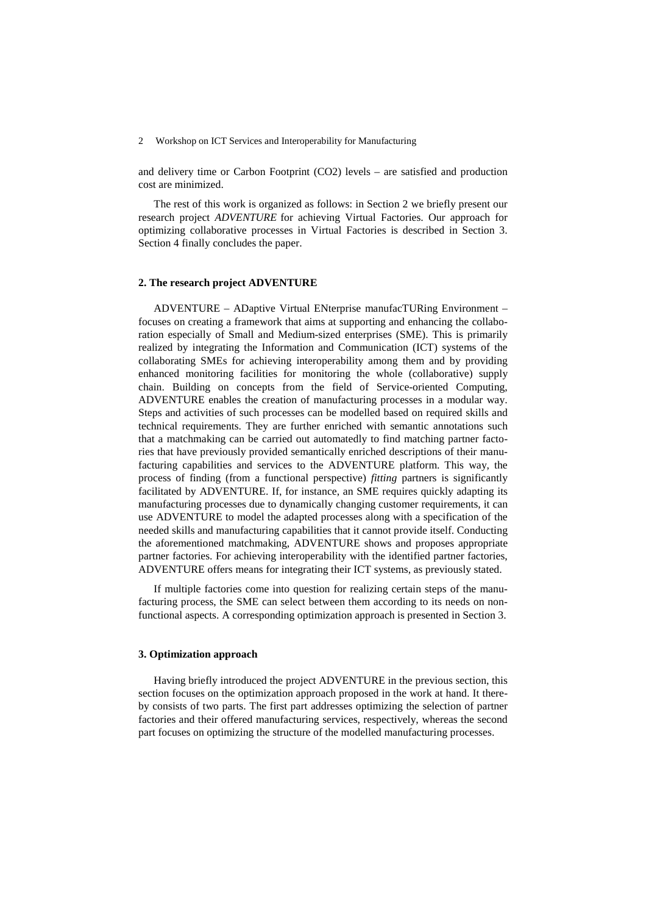and delivery time or Carbon Footprint ($CO_2$) levels – are satisfied and production cost are minimized.

The rest of this work is organized as follows: in Section 2 we briefly present our research project *ADVENTURE* for achieving Virtual Factories. Our approach for optimizing collaborative processes in Virtual Factories is described in Section 3. Section 4 finally concludes the paper.

## 2. The research project ADVENTURE

ADVENTURE – ADaptive Virtual ENterprise manufacTURing Environment – focuses on creating a framework that aims at supporting and enhancing the collaboration especially of Small and Medium-sized enterprises (SME). This is primarily realized by integrating the Information and Communication (ICT) systems of the collaborating SMEs for achieving interoperability among them and by providing enhanced monitoring facilities for monitoring the whole (collaborative) supply chain. Building on concepts from the field of Service-oriented Computing, ADVENTURE enables the creation of manufacturing processes in a modular way. Steps and activities of such processes can be modelled based on required skills and technical requirements. They are further enriched with semantic annotations such that a matchmaking can be carried out automatedly to find matching partner factories that have previously provided semantically enriched descriptions of their manufacturing capabilities and services to the ADVENTURE platform. This way, the process of finding (from a functional perspective) *fitting* partners is significantly facilitated by ADVENTURE. If, for instance, an SME requires quickly adapting its manufacturing processes due to dynamically changing customer requirements, it can use ADVENTURE to model the adapted processes along with a specification of the needed skills and manufacturing capabilities that it cannot provide itself. Conducting the aforementioned matchmaking, ADVENTURE shows and proposes appropriate partner factories. For achieving interoperability with the identified partner factories, ADVENTURE offers means for integrating their ICT systems, as previously stated.

If multiple factories come into question for realizing certain steps of the manufacturing process, the SME can select between them according to its needs on non-functional aspects. A corresponding optimization approach is presented in Section 3.

## 3. Optimization approach

Having briefly introduced the project ADVENTURE in the previous section, this section focuses on the optimization approach proposed in the work at hand. It thereby consists of two parts. The first part addresses optimizing the selection of partner factories and their offered manufacturing services, respectively, whereas the second part focuses on optimizing the structure of the modelled manufacturing processes.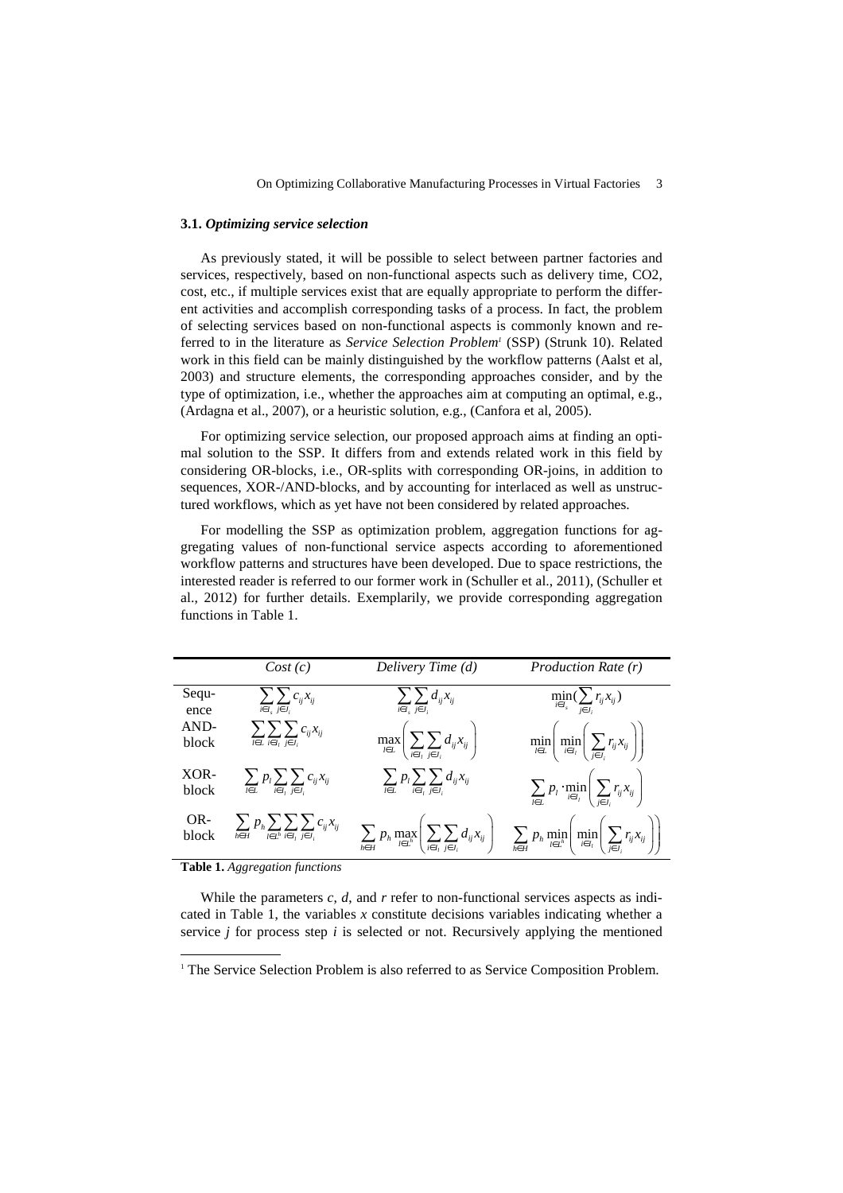### 3.1. *Optimizing service selection*

As previously stated, it will be possible to select between partner factories and services, respectively, based on non-functional aspects such as delivery time, CO2, cost, etc., if multiple services exist that are equally appropriate to perform the different activities and accomplish corresponding tasks of a process. In fact, the problem of selecting services based on non-functional aspects is commonly known and referred to in the literature as *Service Selection Problem*[1] (SSP) (Strunk 10). Related work in this field can be mainly distinguished by the workflow patterns (Aalst et al, 2003) and structure elements, the corresponding approaches consider, and by the type of optimization, i.e., whether the approaches aim at computing an optimal, e.g., (Ardagna et al., 2007), or a heuristic solution, e.g., (Canfora et al, 2005).

For optimizing service selection, our proposed approach aims at finding an optimal solution to the SSP. It differs from and extends related work in this field by considering OR-blocks, i.e., OR-splits with corresponding OR-joins, in addition to sequences, XOR-/AND-blocks, and by accounting for interlaced as well as unstructured workflows, which as yet have not been considered by related approaches.

For modelling the SSP as optimization problem, aggregation functions for aggregating values of non-functional service aspects according to aforementioned workflow patterns and structures have been developed. Due to space restrictions, the interested reader is referred to our former work in (Schuller et al., 2011), (Schuller et al., 2012) for further details. Exemplarily, we provide corresponding aggregation functions in Table 1.

| | *Cost (c)* | *Delivery Time (d)* | *Production Rate (r)* |
|---|---|---|---|
| Sequence | $\sum_{i \in I_s} \sum_{j \in J_i} c_{ij} x_{ij}$ | $\sum_{i \in I_s} \sum_{j \in J_i} d_{ij} x_{ij}$ | $\min_{i \in I_s} (\sum_{j \in J_i} r_{ij} x_{ij})$ |
| AND-block | $\sum_{l \in L} \sum_{i \in I_l} \sum_{j \in J_i} c_{ij} x_{ij}$ | $\max_{l \in L} \left( \sum_{i \in I_l} \sum_{j \in J_i} d_{ij} x_{ij} \right)$ | $\min_{l \in L} \left( \min_{i \in I_l} \left( \sum_{j \in J_i} r_{ij} x_{ij} \right) \right)$ |
| XOR-block | $\sum_{l \in L} p_l \sum_{i \in I_l} \sum_{j \in J_i} c_{ij} x_{ij}$ | $\sum_{l \in L} p_l \sum_{i \in I_l} \sum_{j \in J_i} d_{ij} x_{ij}$ | $\sum_{l \in L} p_l \cdot \min_{i \in I_l} \left( \sum_{j \in J_i} r_{ij} x_{ij} \right)$ |
| OR-block | $\sum_{h \in H} p_h \sum_{l \in L^h} \sum_{i \in I_l} \sum_{j \in J_i} c_{ij} x_{ij}$ | $\sum_{h \in H} p_h \max_{l \in L^h} \left( \sum_{i \in I_l} \sum_{j \in J_i} d_{ij} x_{ij} \right)$ | $\sum_{h \in H} p_h \min_{l \in L^h} \left( \min_{i \in I_l} \left( \sum_{j \in J_i} r_{ij} x_{ij} \right) \right)$ |

**Table 1.** *Aggregation functions*

While the parameters *c*, *d*, and *r* refer to non-functional services aspects as indicated in Table 1, the variables *x* constitute decisions variables indicating whether a service *j* for process step *i* is selected or not. Recursively applying the mentioned

[1] The Service Selection Problem is also referred to as Service Composition Problem.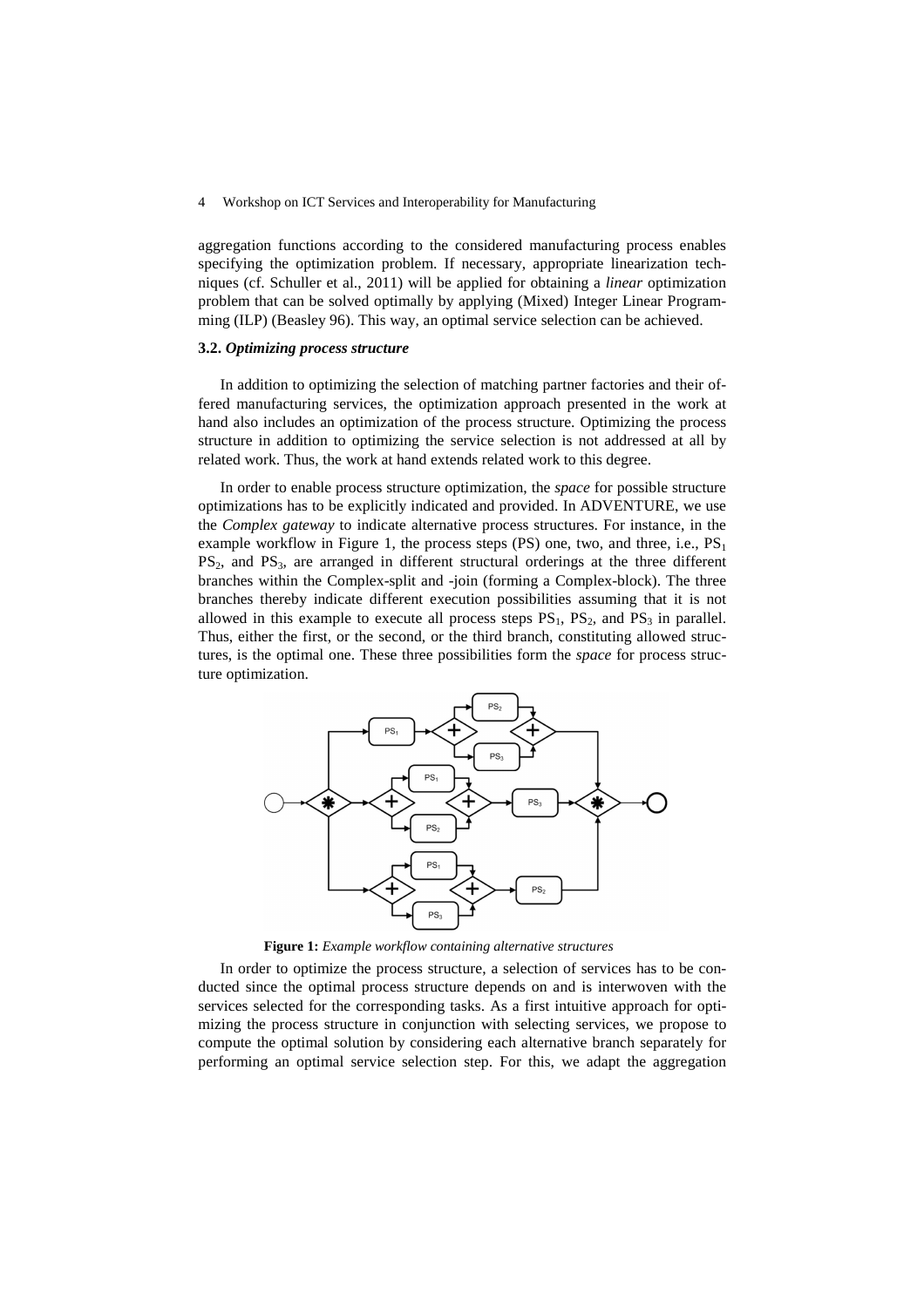aggregation functions according to the considered manufacturing process enables specifying the optimization problem. If necessary, appropriate linearization techniques (cf. Schuller et al., 2011) will be applied for obtaining a *linear* optimization problem that can be solved optimally by applying (Mixed) Integer Linear Programming (ILP) (Beasley 96). This way, an optimal service selection can be achieved.

### 3.2. *Optimizing process structure*

In addition to optimizing the selection of matching partner factories and their offered manufacturing services, the optimization approach presented in the work at hand also includes an optimization of the process structure. Optimizing the process structure in addition to optimizing the service selection is not addressed at all by related work. Thus, the work at hand extends related work to this degree.

In order to enable process structure optimization, the *space* for possible structure optimizations has to be explicitly indicated and provided. In ADVENTURE, we use the *Complex gateway* to indicate alternative process structures. For instance, in the example workflow in Figure 1, the process steps (PS) one, two, and three, i.e., $PS_1$ $PS_2$, and $PS_3$, are arranged in different structural orderings at the three different branches within the Complex-split and -join (forming a Complex-block). The three branches thereby indicate different execution possibilities assuming that it is not allowed in this example to execute all process steps $PS_1$, $PS_2$, and $PS_3$ in parallel. Thus, either the first, or the second, or the third branch, constituting allowed structures, is the optimal one. These three possibilities form the *space* for process structure optimization.

**Figure 1:** *Example workflow containing alternative structures*

In order to optimize the process structure, a selection of services has to be conducted since the optimal process structure depends on and is interwoven with the services selected for the corresponding tasks. As a first intuitive approach for optimizing the process structure in conjunction with selecting services, we propose to compute the optimal solution by considering each alternative branch separately for performing an optimal service selection step. For this, we adapt the aggregation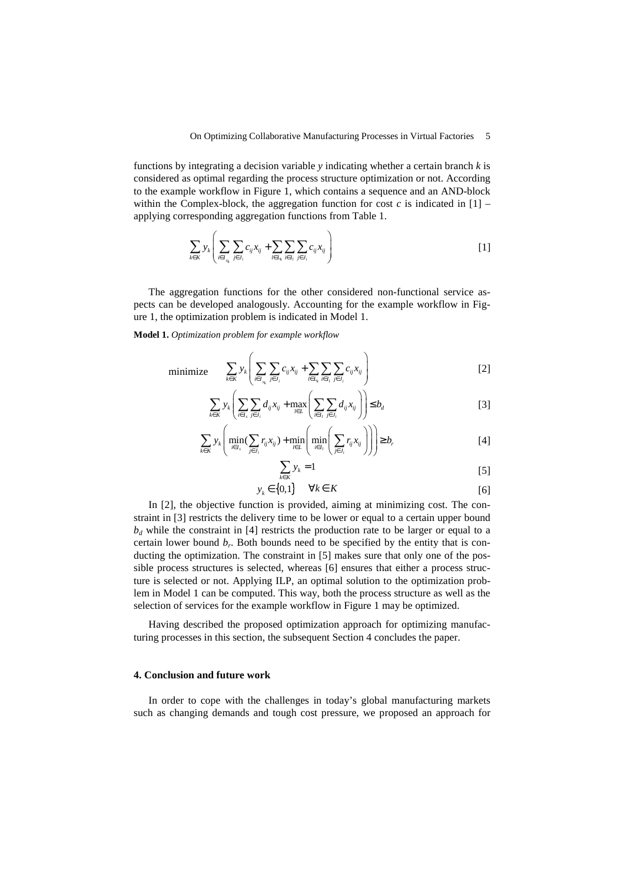functions by integrating a decision variable $y$ indicating whether a certain branch $k$ is considered as optimal regarding the process structure optimization or not. According to the example workflow in Figure 1, which contains a sequence and an AND-block within the Complex-block, the aggregation function for cost $c$ is indicated in [1] – applying corresponding aggregation functions from Table 1.

$$\sum_{k \in K} y_k \left( \sum_{i \in I_{s_k}} \sum_{j \in J_i} c_{ij} x_{ij} + \sum_{l \in L_k} \sum_{i \in I_l} \sum_{j \in J_i} c_{ij} x_{ij} \right) \quad [1]$$

The aggregation functions for the other considered non-functional service aspects can be developed analogously. Accounting for the example workflow in Figure 1, the optimization problem is indicated in Model 1.

**Model 1.** *Optimization problem for example workflow*

$$\text{minimize} \quad \sum_{k \in K} y_k \left( \sum_{i \in I_{s_k}} \sum_{j \in J_i} c_{ij} x_{ij} + \sum_{l \in L_k} \sum_{i \in I_l} \sum_{j \in J_i} c_{ij} x_{ij} \right) \quad [2]$$

$$\sum_{k \in K} y_k \left( \sum_{i \in I_s} \sum_{j \in J_i} d_{ij} x_{ij} + \max_{l \in L} \left( \sum_{i \in I_l} \sum_{j \in J_i} d_{ij} x_{ij} \right) \right) \leq b_d \quad [3]$$

$$\sum_{k \in K} y_k \left( \min_{i \in I_s} \left( \sum_{j \in J_i} r_{ij} x_{ij} \right) + \min_{l \in L} \left( \min_{i \in I_l} \left( \sum_{j \in J_i} r_{ij} x_{ij} \right) \right) \right) \geq b_r \quad [4]$$

$$\sum_{k \in K} y_k = 1 \quad [5]$$

$$y_k \in \{0,1\} \quad \forall k \in K \quad [6]$$

In [2], the objective function is provided, aiming at minimizing cost. The constraint in [3] restricts the delivery time to be lower or equal to a certain upper bound $b_d$ while the constraint in [4] restricts the production rate to be larger or equal to a certain lower bound $b_r$. Both bounds need to be specified by the entity that is conducting the optimization. The constraint in [5] makes sure that only one of the possible process structures is selected, whereas [6] ensures that either a process structure is selected or not. Applying ILP, an optimal solution to the optimization problem in Model 1 can be computed. This way, both the process structure as well as the selection of services for the example workflow in Figure 1 may be optimized.

Having described the proposed optimization approach for optimizing manufacturing processes in this section, the subsequent Section 4 concludes the paper.

### 4. Conclusion and future work

In order to cope with the challenges in today's global manufacturing markets such as changing demands and tough cost pressure, we proposed an approach for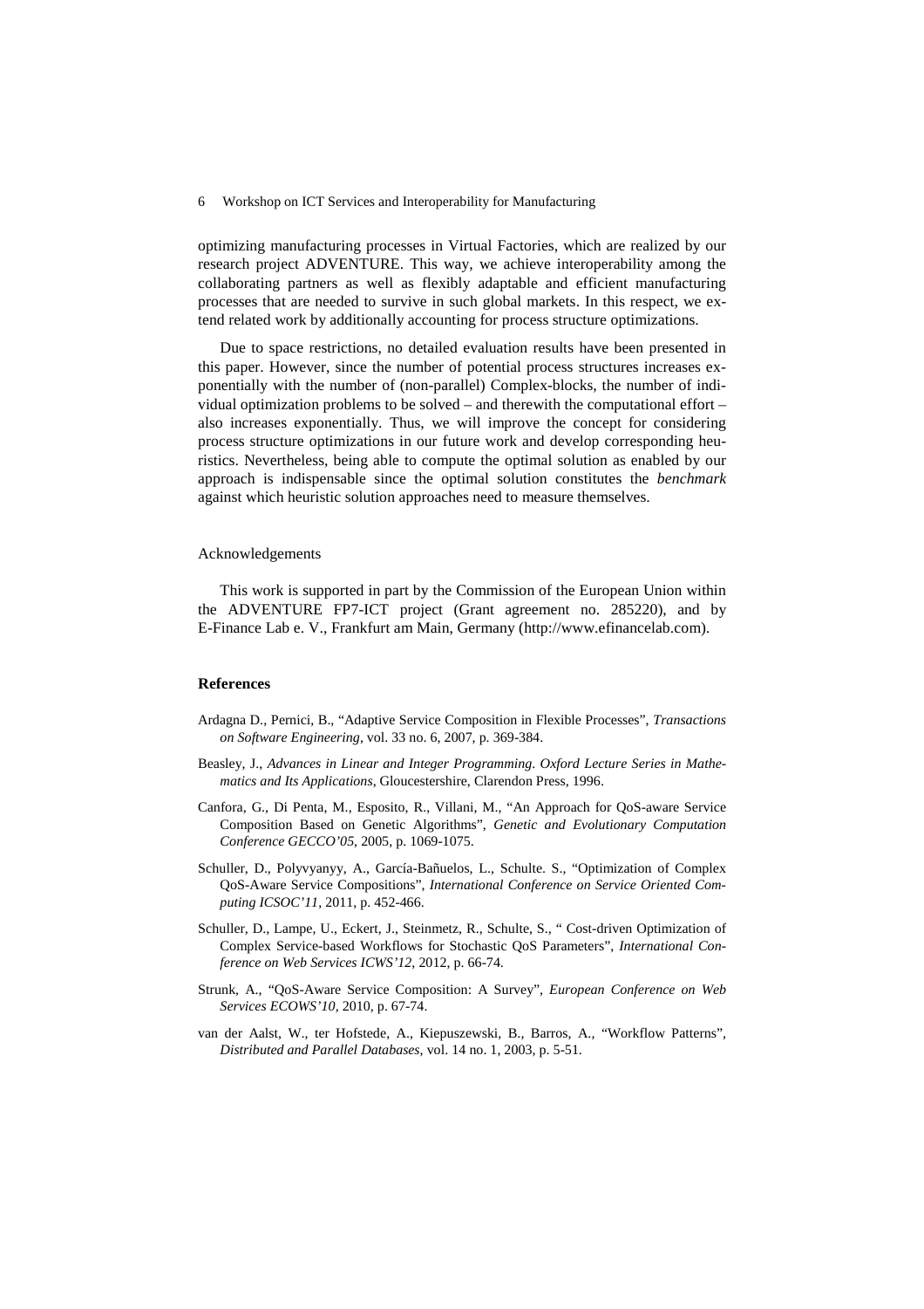optimizing manufacturing processes in Virtual Factories, which are realized by our research project ADVENTURE. This way, we achieve interoperability among the collaborating partners as well as flexibly adaptable and efficient manufacturing processes that are needed to survive in such global markets. In this respect, we extend related work by additionally accounting for process structure optimizations.

Due to space restrictions, no detailed evaluation results have been presented in this paper. However, since the number of potential process structures increases exponentially with the number of (non-parallel) Complex-blocks, the number of individual optimization problems to be solved – and therewith the computational effort – also increases exponentially. Thus, we will improve the concept for considering process structure optimizations in our future work and develop corresponding heuristics. Nevertheless, being able to compute the optimal solution as enabled by our approach is indispensable since the optimal solution constitutes the *benchmark* against which heuristic solution approaches need to measure themselves.

### Acknowledgements

This work is supported in part by the Commission of the European Union within the ADVENTURE FP7-ICT project (Grant agreement no. 285220), and by E-Finance Lab e. V., Frankfurt am Main, Germany (http://www.efinancelab.com).

## References

Ardagna D., Pernici, B., "Adaptive Service Composition in Flexible Processes", *Transactions on Software Engineering*, vol. 33 no. 6, 2007, p. 369-384.

Beasley, J., *Advances in Linear and Integer Programming. Oxford Lecture Series in Mathematics and Its Applications*, Gloucestershire, Clarendon Press, 1996.

Canfora, G., Di Penta, M., Esposito, R., Villani, M., "An Approach for QoS-aware Service Composition Based on Genetic Algorithms", *Genetic and Evolutionary Computation Conference GECCO'05*, 2005, p. 1069-1075.

Schuller, D., Polyvyanyy, A., García-Bañuelos, L., Schulte. S., "Optimization of Complex QoS-Aware Service Compositions", *International Conference on Service Oriented Computing ICSOC'11*, 2011, p. 452-466.

Schuller, D., Lampe, U., Eckert, J., Steinmetz, R., Schulte, S., " Cost-driven Optimization of Complex Service-based Workflows for Stochastic QoS Parameters", *International Conference on Web Services ICWS'12*, 2012, p. 66-74.

Strunk, A., "QoS-Aware Service Composition: A Survey", *European Conference on Web Services ECOWS'10*, 2010, p. 67-74.

van der Aalst, W., ter Hofstede, A., Kiepuszewski, B., Barros, A., "Workflow Patterns", *Distributed and Parallel Databases*, vol. 14 no. 1, 2003, p. 5-51.